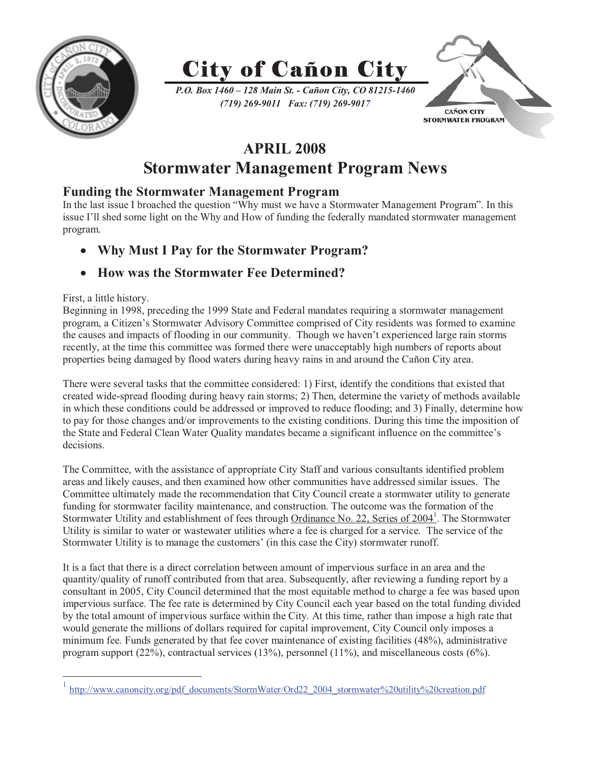# City of Cañon City

*P.O. Box 1460 – 128 Main St. - Cañon City, CO 81215-1460*
*(719) 269-9011 Fax: (719) 269-9017*

CAÑON CITY STORMWATER PROGRAM

## APRIL 2008
## Stormwater Management Program News

### Funding the Stormwater Management Program

In the last issue I broached the question "Why must we have a Stormwater Management Program". In this issue I'll shed some light on the Why and How of funding the federally mandated stormwater management program.

- **Why Must I Pay for the Stormwater Program?**
- **How was the Stormwater Fee Determined?**

First, a little history.
Beginning in 1998, preceding the 1999 State and Federal mandates requiring a stormwater management program, a Citizen's Stormwater Advisory Committee comprised of City residents was formed to examine the causes and impacts of flooding in our community. Though we haven't experienced large rain storms recently, at the time this committee was formed there were unacceptably high numbers of reports about properties being damaged by flood waters during heavy rains in and around the Cañon City area.

There were several tasks that the committee considered: 1) First, identify the conditions that existed that created wide-spread flooding during heavy rain storms; 2) Then, determine the variety of methods available in which these conditions could be addressed or improved to reduce flooding; and 3) Finally, determine how to pay for those changes and/or improvements to the existing conditions. During this time the imposition of the State and Federal Clean Water Quality mandates became a significant influence on the committee's decisions.

The Committee, with the assistance of appropriate City Staff and various consultants identified problem areas and likely causes, and then examined how other communities have addressed similar issues. The Committee ultimately made the recommendation that City Council create a stormwater utility to generate funding for stormwater facility maintenance, and construction. The outcome was the formation of the Stormwater Utility and establishment of fees through Ordinance No. 22, Series of 2004[1]. The Stormwater Utility is similar to water or wastewater utilities where a fee is charged for a service. The service of the Stormwater Utility is to manage the customers' (in this case the City) stormwater runoff.

It is a fact that there is a direct correlation between amount of impervious surface in an area and the quantity/quality of runoff contributed from that area. Subsequently, after reviewing a funding report by a consultant in 2005, City Council determined that the most equitable method to charge a fee was based upon impervious surface. The fee rate is determined by City Council each year based on the total funding divided by the total amount of impervious surface within the City. At this time, rather than impose a high rate that would generate the millions of dollars required for capital improvement, City Council only imposes a minimum fee. Funds generated by that fee cover maintenance of existing facilities (48%), administrative program support (22%), contractual services (13%), personnel (11%), and miscellaneous costs (6%).

---

[1] http://www.canoncity.org/pdf_documents/StormWater/Ord22_2004_stormwater%20utility%20creation.pdf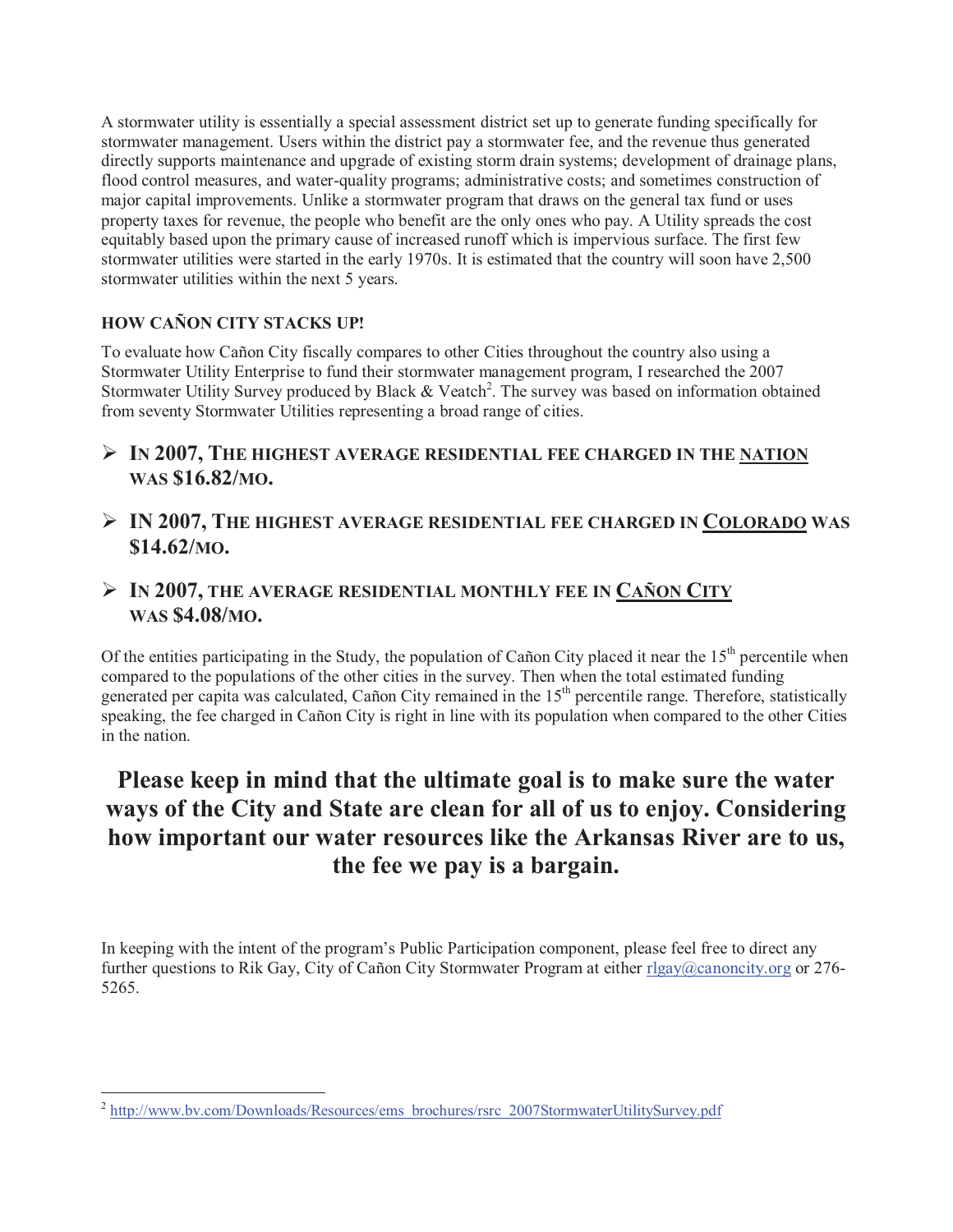A stormwater utility is essentially a special assessment district set up to generate funding specifically for stormwater management. Users within the district pay a stormwater fee, and the revenue thus generated directly supports maintenance and upgrade of existing storm drain systems; development of drainage plans, flood control measures, and water-quality programs; administrative costs; and sometimes construction of major capital improvements. Unlike a stormwater program that draws on the general tax fund or uses property taxes for revenue, the people who benefit are the only ones who pay. A Utility spreads the cost equitably based upon the primary cause of increased runoff which is impervious surface. The first few stormwater utilities were started in the early 1970s. It is estimated that the country will soon have 2,500 stormwater utilities within the next 5 years.

**HOW CAÑON CITY STACKS UP!**

To evaluate how Cañon City fiscally compares to other Cities throughout the country also using a Stormwater Utility Enterprise to fund their stormwater management program, I researched the 2007 Stormwater Utility Survey produced by Black & Veatch[2]. The survey was based on information obtained from seventy Stormwater Utilities representing a broad range of cities.

- **IN 2007, THE HIGHEST AVERAGE RESIDENTIAL FEE CHARGED IN THE NATION WAS $16.82/MO.**
- **IN 2007, THE HIGHEST AVERAGE RESIDENTIAL FEE CHARGED IN COLORADO WAS $14.62/MO.**
- **IN 2007, THE AVERAGE RESIDENTIAL MONTHLY FEE IN CAÑON CITY WAS $4.08/MO.**

Of the entities participating in the Study, the population of Cañon City placed it near the 15th percentile when compared to the populations of the other cities in the survey. Then when the total estimated funding generated per capita was calculated, Cañon City remained in the 15th percentile range. Therefore, statistically speaking, the fee charged in Cañon City is right in line with its population when compared to the other Cities in the nation.

## Please keep in mind that the ultimate goal is to make sure the water ways of the City and State are clean for all of us to enjoy. Considering how important our water resources like the Arkansas River are to us, the fee we pay is a bargain.

In keeping with the intent of the program's Public Participation component, please feel free to direct any further questions to Rik Gay, City of Cañon City Stormwater Program at either rlgay@canoncity.org or 276-5265.

---

[2] http://www.bv.com/Downloads/Resources/ems_brochures/rsrc_2007StormwaterUtilitySurvey.pdf